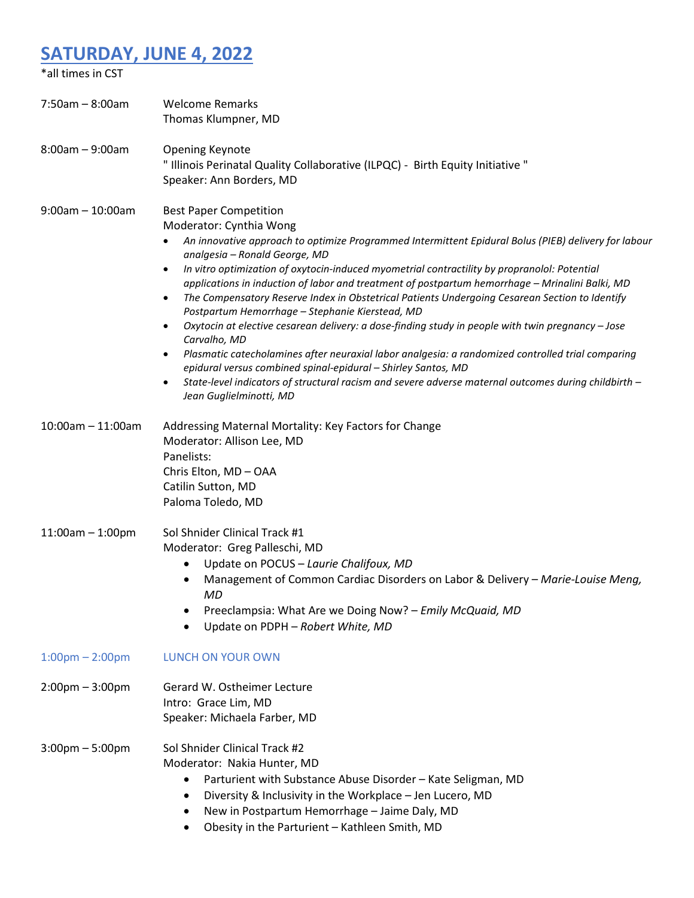# SATURDAY, JUNE 4, 2022

*all times in CST

7:50am – 8:00am — Welcome Remarks
Thomas Klumpner, MD

8:00am – 9:00am — Opening Keynote
" Illinois Perinatal Quality Collaborative (ILPQC) - Birth Equity Initiative "
Speaker: Ann Borders, MD

9:00am – 10:00am — Best Paper Competition
Moderator: Cynthia Wong

- *An innovative approach to optimize Programmed Intermittent Epidural Bolus (PIEB) delivery for labour analgesia – Ronald George, MD*
- *In vitro optimization of oxytocin-induced myometrial contractility by propranolol: Potential applications in induction of labor and treatment of postpartum hemorrhage – Mrinalini Balki, MD*
- *The Compensatory Reserve Index in Obstetrical Patients Undergoing Cesarean Section to Identify Postpartum Hemorrhage – Stephanie Kierstead, MD*
- *Oxytocin at elective cesarean delivery: a dose-finding study in people with twin pregnancy – Jose Carvalho, MD*
- *Plasmatic catecholamines after neuraxial labor analgesia: a randomized controlled trial comparing epidural versus combined spinal-epidural – Shirley Santos, MD*
- *State-level indicators of structural racism and severe adverse maternal outcomes during childbirth – Jean Guglielminotti, MD*

10:00am – 11:00am — Addressing Maternal Mortality: Key Factors for Change
Moderator: Allison Lee, MD
Panelists:
Chris Elton, MD – OAA
Catilin Sutton, MD
Paloma Toledo, MD

11:00am – 1:00pm — Sol Shnider Clinical Track #1
Moderator: Greg Palleschi, MD

- Update on POCUS – *Laurie Chalifoux, MD*
- Management of Common Cardiac Disorders on Labor & Delivery – *Marie-Louise Meng, MD*
- Preeclampsia: What Are we Doing Now? – *Emily McQuaid, MD*
- Update on PDPH – *Robert White, MD*

1:00pm – 2:00pm — LUNCH ON YOUR OWN

2:00pm – 3:00pm — Gerard W. Ostheimer Lecture
Intro: Grace Lim, MD
Speaker: Michaela Farber, MD

3:00pm – 5:00pm — Sol Shnider Clinical Track #2
Moderator: Nakia Hunter, MD

- Parturient with Substance Abuse Disorder – Kate Seligman, MD
- Diversity & Inclusivity in the Workplace – Jen Lucero, MD
- New in Postpartum Hemorrhage – Jaime Daly, MD
- Obesity in the Parturient – Kathleen Smith, MD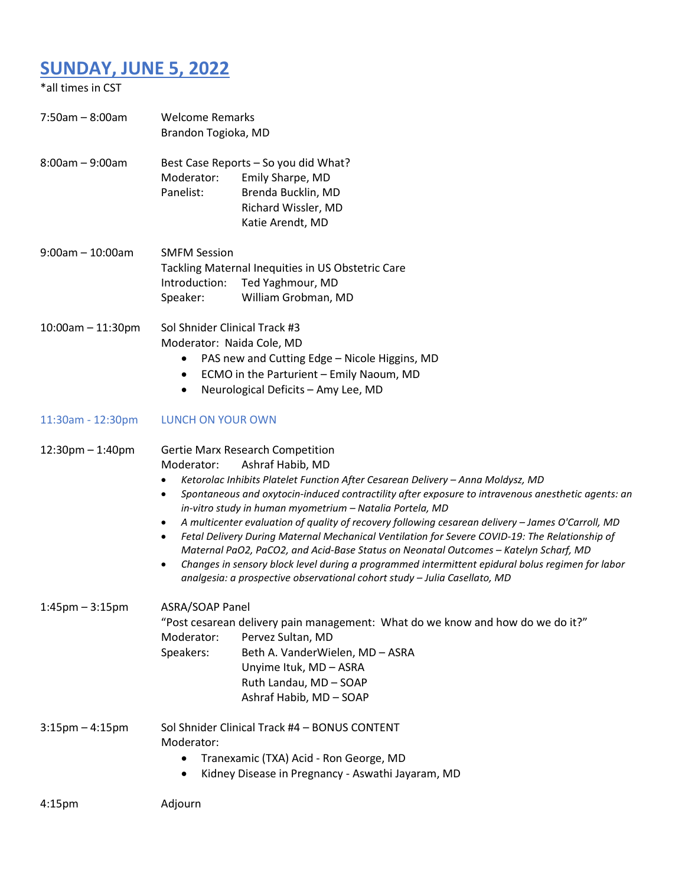## SUNDAY, JUNE 5, 2022

*all times in CST

7:50am – 8:00am — Welcome Remarks
Brandon Togioka, MD

8:00am – 9:00am — Best Case Reports – So you did What?
Moderator: Emily Sharpe, MD
Panelist: Brenda Bucklin, MD
Richard Wissler, MD
Katie Arendt, MD

9:00am – 10:00am — SMFM Session
Tackling Maternal Inequities in US Obstetric Care
Introduction: Ted Yaghmour, MD
Speaker: William Grobman, MD

10:00am – 11:30pm — Sol Shnider Clinical Track #3
Moderator: Naida Cole, MD

- PAS new and Cutting Edge – Nicole Higgins, MD
- ECMO in the Parturient – Emily Naoum, MD
- Neurological Deficits – Amy Lee, MD

11:30am - 12:30pm — LUNCH ON YOUR OWN

12:30pm – 1:40pm — Gertie Marx Research Competition
Moderator: Ashraf Habib, MD

- *Ketorolac Inhibits Platelet Function After Cesarean Delivery – Anna Moldysz, MD*
- *Spontaneous and oxytocin-induced contractility after exposure to intravenous anesthetic agents: an in-vitro study in human myometrium – Natalia Portela, MD*
- *A multicenter evaluation of quality of recovery following cesarean delivery – James O'Carroll, MD*
- *Fetal Delivery During Maternal Mechanical Ventilation for Severe COVID-19: The Relationship of Maternal PaO2, PaCO2, and Acid-Base Status on Neonatal Outcomes – Katelyn Scharf, MD*
- *Changes in sensory block level during a programmed intermittent epidural bolus regimen for labor analgesia: a prospective observational cohort study – Julia Casellato, MD*

1:45pm – 3:15pm — ASRA/SOAP Panel
"Post cesarean delivery pain management: What do we know and how do we do it?"
Moderator: Pervez Sultan, MD
Speakers: Beth A. VanderWielen, MD – ASRA
Unyime Ituk, MD – ASRA
Ruth Landau, MD – SOAP
Ashraf Habib, MD – SOAP

3:15pm – 4:15pm — Sol Shnider Clinical Track #4 – BONUS CONTENT
Moderator:

- Tranexamic (TXA) Acid - Ron George, MD
- Kidney Disease in Pregnancy - Aswathi Jayaram, MD

4:15pm — Adjourn